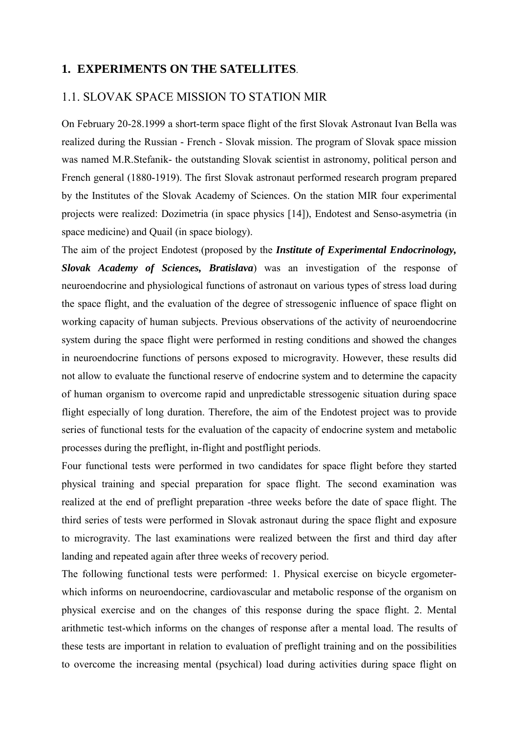# 1. EXPERIMENTS ON THE SATELLITES.

## 1.1. SLOVAK SPACE MISSION TO STATION MIR

On February 20-28.1999 a short-term space flight of the first Slovak Astronaut Ivan Bella was realized during the Russian - French - Slovak mission. The program of Slovak space mission was named M.R.Stefanik- the outstanding Slovak scientist in astronomy, political person and French general (1880-1919). The first Slovak astronaut performed research program prepared by the Institutes of the Slovak Academy of Sciences. On the station MIR four experimental projects were realized: Dozimetria (in space physics [14]), Endotest and Senso-asymetria (in space medicine) and Quail (in space biology).

The aim of the project Endotest (proposed by the ***Institute of Experimental Endocrinology, Slovak Academy of Sciences, Bratislava***) was an investigation of the response of neuroendocrine and physiological functions of astronaut on various types of stress load during the space flight, and the evaluation of the degree of stressogenic influence of space flight on working capacity of human subjects. Previous observations of the activity of neuroendocrine system during the space flight were performed in resting conditions and showed the changes in neuroendocrine functions of persons exposed to microgravity. However, these results did not allow to evaluate the functional reserve of endocrine system and to determine the capacity of human organism to overcome rapid and unpredictable stressogenic situation during space flight especially of long duration. Therefore, the aim of the Endotest project was to provide series of functional tests for the evaluation of the capacity of endocrine system and metabolic processes during the preflight, in-flight and postflight periods.

Four functional tests were performed in two candidates for space flight before they started physical training and special preparation for space flight. The second examination was realized at the end of preflight preparation -three weeks before the date of space flight. The third series of tests were performed in Slovak astronaut during the space flight and exposure to microgravity. The last examinations were realized between the first and third day after landing and repeated again after three weeks of recovery period.

The following functional tests were performed: 1. Physical exercise on bicycle ergometer-which informs on neuroendocrine, cardiovascular and metabolic response of the organism on physical exercise and on the changes of this response during the space flight. 2. Mental arithmetic test-which informs on the changes of response after a mental load. The results of these tests are important in relation to evaluation of preflight training and on the possibilities to overcome the increasing mental (psychical) load during activities during space flight on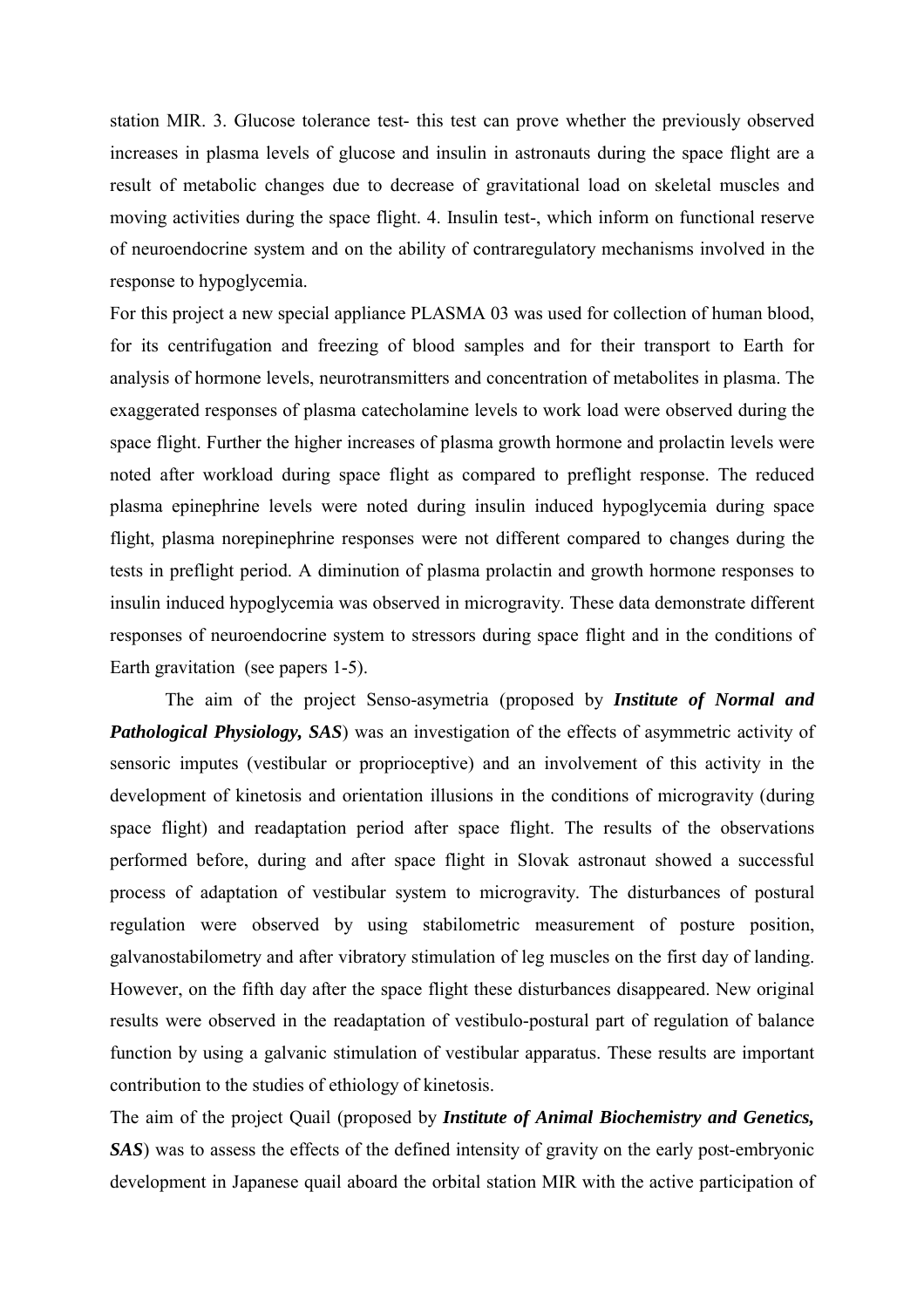station MIR. 3. Glucose tolerance test- this test can prove whether the previously observed increases in plasma levels of glucose and insulin in astronauts during the space flight are a result of metabolic changes due to decrease of gravitational load on skeletal muscles and moving activities during the space flight. 4. Insulin test-, which inform on functional reserve of neuroendocrine system and on the ability of contraregulatory mechanisms involved in the response to hypoglycemia.

For this project a new special appliance PLASMA 03 was used for collection of human blood, for its centrifugation and freezing of blood samples and for their transport to Earth for analysis of hormone levels, neurotransmitters and concentration of metabolites in plasma. The exaggerated responses of plasma catecholamine levels to work load were observed during the space flight. Further the higher increases of plasma growth hormone and prolactin levels were noted after workload during space flight as compared to preflight response. The reduced plasma epinephrine levels were noted during insulin induced hypoglycemia during space flight, plasma norepinephrine responses were not different compared to changes during the tests in preflight period. A diminution of plasma prolactin and growth hormone responses to insulin induced hypoglycemia was observed in microgravity. These data demonstrate different responses of neuroendocrine system to stressors during space flight and in the conditions of Earth gravitation (see papers 1-5).

The aim of the project Senso-asymetria (proposed by ***Institute of Normal and Pathological Physiology, SAS***) was an investigation of the effects of asymmetric activity of sensoric imputes (vestibular or proprioceptive) and an involvement of this activity in the development of kinetosis and orientation illusions in the conditions of microgravity (during space flight) and readaptation period after space flight. The results of the observations performed before, during and after space flight in Slovak astronaut showed a successful process of adaptation of vestibular system to microgravity. The disturbances of postural regulation were observed by using stabilometric measurement of posture position, galvanostabilometry and after vibratory stimulation of leg muscles on the first day of landing. However, on the fifth day after the space flight these disturbances disappeared. New original results were observed in the readaptation of vestibulo-postural part of regulation of balance function by using a galvanic stimulation of vestibular apparatus. These results are important contribution to the studies of ethiology of kinetosis.

The aim of the project Quail (proposed by ***Institute of Animal Biochemistry and Genetics, SAS***) was to assess the effects of the defined intensity of gravity on the early post-embryonic development in Japanese quail aboard the orbital station MIR with the active participation of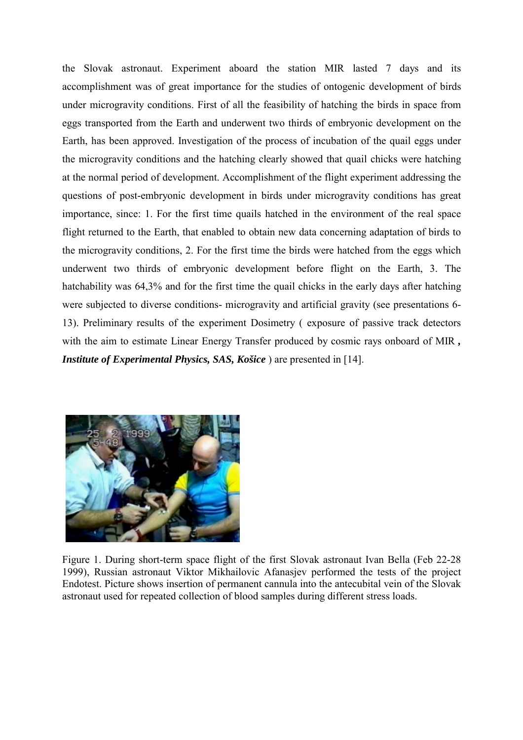the Slovak astronaut. Experiment aboard the station MIR lasted 7 days and its accomplishment was of great importance for the studies of ontogenic development of birds under microgravity conditions. First of all the feasibility of hatching the birds in space from eggs transported from the Earth and underwent two thirds of embryonic development on the Earth, has been approved. Investigation of the process of incubation of the quail eggs under the microgravity conditions and the hatching clearly showed that quail chicks were hatching at the normal period of development. Accomplishment of the flight experiment addressing the questions of post-embryonic development in birds under microgravity conditions has great importance, since: 1. For the first time quails hatched in the environment of the real space flight returned to the Earth, that enabled to obtain new data concerning adaptation of birds to the microgravity conditions, 2. For the first time the birds were hatched from the eggs which underwent two thirds of embryonic development before flight on the Earth, 3. The hatchability was 64,3% and for the first time the quail chicks in the early days after hatching were subjected to diverse conditions- microgravity and artificial gravity (see presentations 6-13). Preliminary results of the experiment Dosimetry ( exposure of passive track detectors with the aim to estimate Linear Energy Transfer produced by cosmic rays onboard of MIR ***, Institute of Experimental Physics, SAS, Košice*** ) are presented in [14].

Figure 1. During short-term space flight of the first Slovak astronaut Ivan Bella (Feb 22-28 1999), Russian astronaut Viktor Mikhailovic Afanasjev performed the tests of the project Endotest. Picture shows insertion of permanent cannula into the antecubital vein of the Slovak astronaut used for repeated collection of blood samples during different stress loads.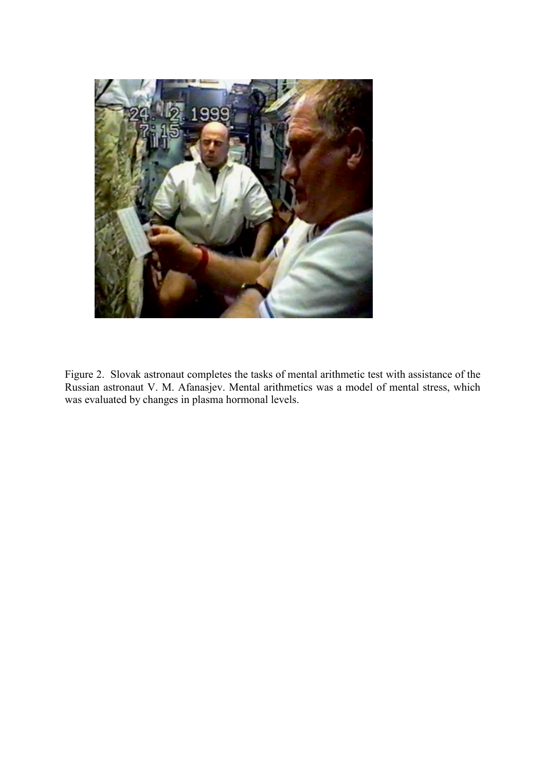Figure 2. Slovak astronaut completes the tasks of mental arithmetic test with assistance of the Russian astronaut V. M. Afanasjev. Mental arithmetics was a model of mental stress, which was evaluated by changes in plasma hormonal levels.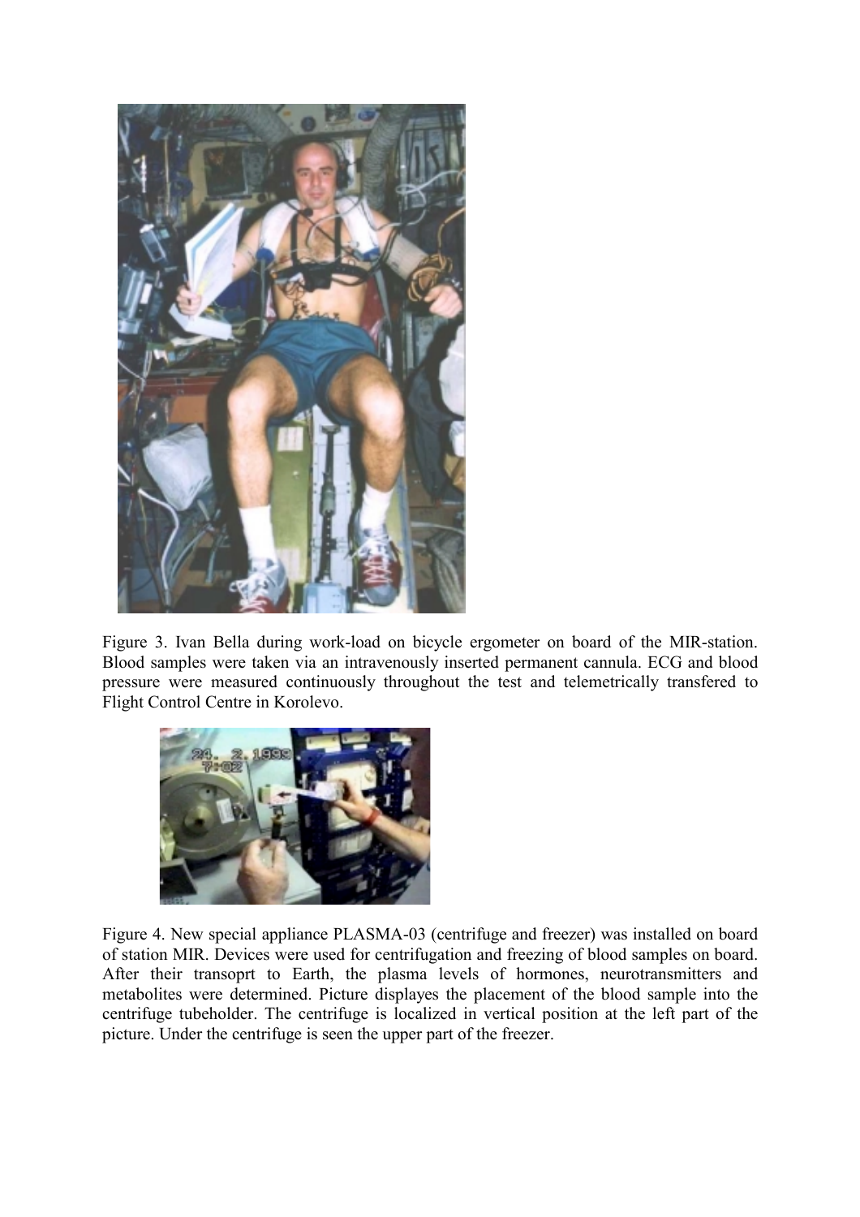Figure 3. Ivan Bella during work-load on bicycle ergometer on board of the MIR-station. Blood samples were taken via an intravenously inserted permanent cannula. ECG and blood pressure were measured continuously throughout the test and telemetrically transfered to Flight Control Centre in Korolevo.

Figure 4. New special appliance PLASMA-03 (centrifuge and freezer) was installed on board of station MIR. Devices were used for centrifugation and freezing of blood samples on board. After their transoprt to Earth, the plasma levels of hormones, neurotransmitters and metabolites were determined. Picture displayes the placement of the blood sample into the centrifuge tubeholder. The centrifuge is localized in vertical position at the left part of the picture. Under the centrifuge is seen the upper part of the freezer.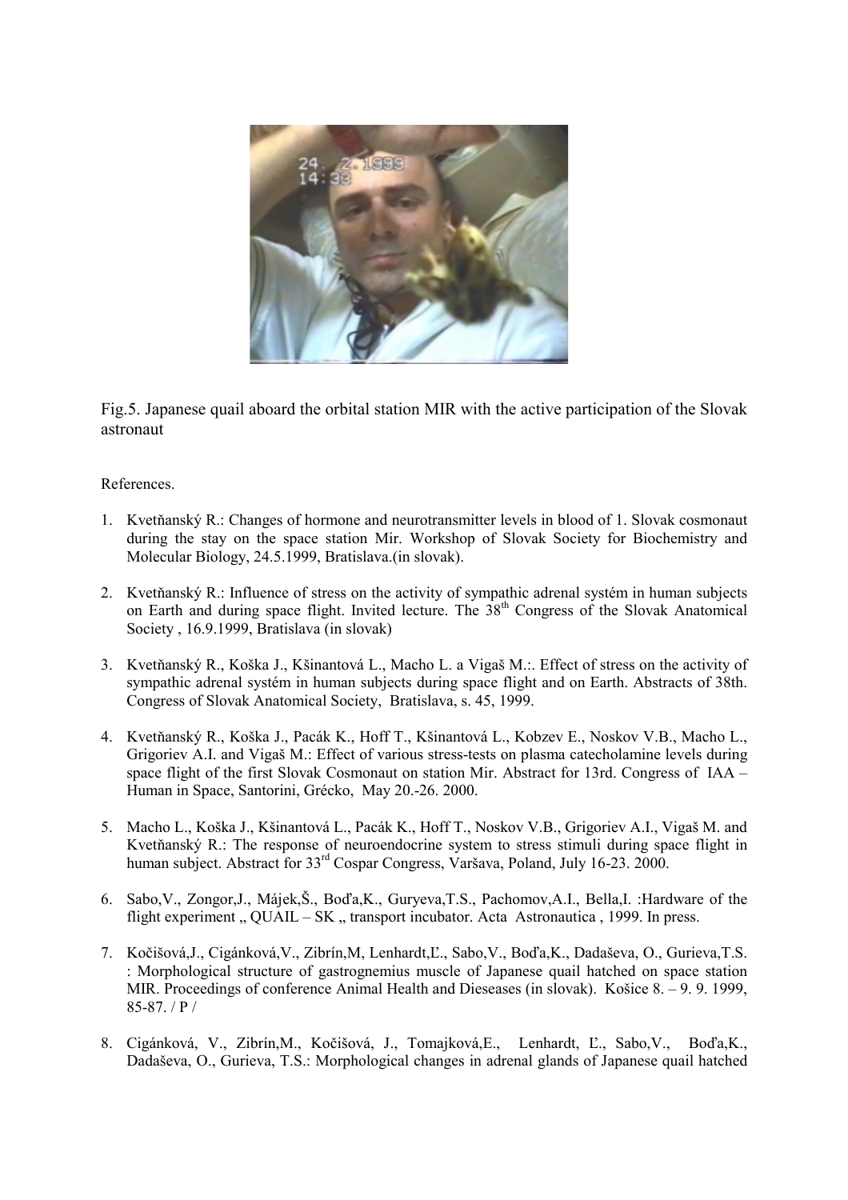Fig.5. Japanese quail aboard the orbital station MIR with the active participation of the Slovak astronaut

References.

1. Kvetňanský R.: Changes of hormone and neurotransmitter levels in blood of 1. Slovak cosmonaut during the stay on the space station Mir. Workshop of Slovak Society for Biochemistry and Molecular Biology, 24.5.1999, Bratislava.(in slovak).

2. Kvetňanský R.: Influence of stress on the activity of sympathic adrenal systém in human subjects on Earth and during space flight. Invited lecture. The 38$^{th}$ Congress of the Slovak Anatomical Society , 16.9.1999, Bratislava (in slovak)

3. Kvetňanský R., Koška J., Kšinantová L., Macho L. a Vigaš M.:. Effect of stress on the activity of sympathic adrenal systém in human subjects during space flight and on Earth. Abstracts of 38th. Congress of Slovak Anatomical Society, Bratislava, s. 45, 1999.

4. Kvetňanský R., Koška J., Pacák K., Hoff T., Kšinantová L., Kobzev E., Noskov V.B., Macho L., Grigoriev A.I. and Vigaš M.: Effect of various stress-tests on plasma catecholamine levels during space flight of the first Slovak Cosmonaut on station Mir. Abstract for 13rd. Congress of IAA – Human in Space, Santorini, Grécko, May 20.-26. 2000.

5. Macho L., Koška J., Kšinantová L., Pacák K., Hoff T., Noskov V.B., Grigoriev A.I., Vigaš M. and Kvetňanský R.: The response of neuroendocrine system to stress stimuli during space flight in human subject. Abstract for 33$^{rd}$ Cospar Congress, Varšava, Poland, July 16-23. 2000.

6. Sabo,V., Zongor,J., Májek,Š., Boďa,K., Guryeva,T.S., Pachomov,A.I., Bella,I. :Hardware of the flight experiment „ QUAIL – SK „ transport incubator. Acta Astronautica , 1999. In press.

7. Kočišová,J., Cigánková,V., Zibrín,M, Lenhardt,Ľ., Sabo,V., Boďa,K., Dadaševa, O., Gurieva,T.S. : Morphological structure of gastrognemius muscle of Japanese quail hatched on space station MIR. Proceedings of conference Animal Health and Dieseases (in slovak). Košice 8. – 9. 9. 1999, 85-87. / P /

8. Cigánková, V., Zibrín,M., Kočišová, J., Tomajková,E., Lenhardt, Ľ., Sabo,V., Boďa,K., Dadaševa, O., Gurieva, T.S.: Morphological changes in adrenal glands of Japanese quail hatched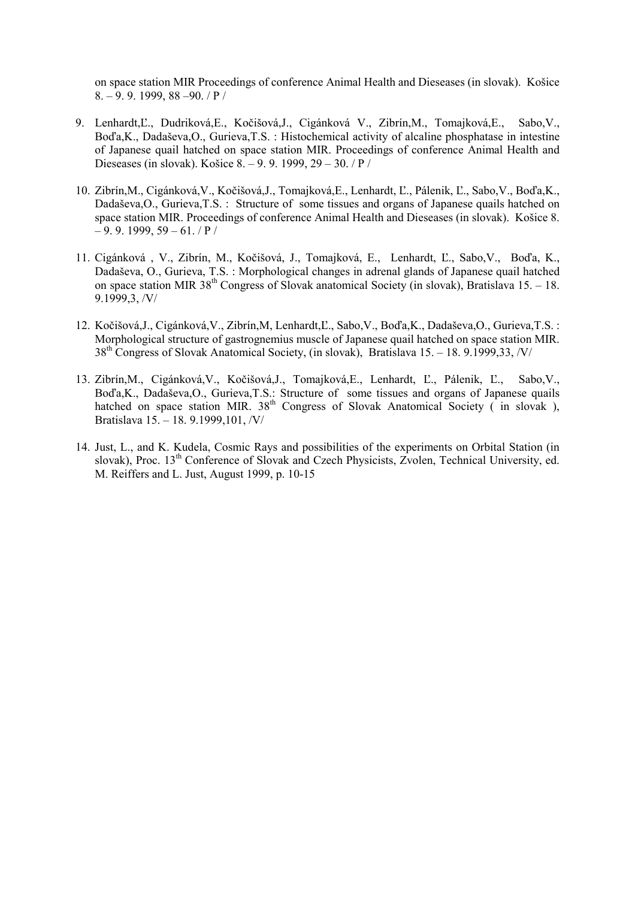on space station MIR Proceedings of conference Animal Health and Dieseases (in slovak). Košice 8. – 9. 9. 1999, 88 –90. / P /

9. Lenhardt,Ľ., Dudriková,E., Kočišová,J., Cigánková V., Zibrín,M., Tomajková,E., Sabo,V., Boďa,K., Dadaševa,O., Gurieva,T.S. : Histochemical activity of alcaline phosphatase in intestine of Japanese quail hatched on space station MIR. Proceedings of conference Animal Health and Dieseases (in slovak). Košice 8. – 9. 9. 1999, 29 – 30. / P /

10. Zibrín,M., Cigánková,V., Kočišová,J., Tomajková,E., Lenhardt, Ľ., Pálenik, Ľ., Sabo,V., Boďa,K., Dadaševa,O., Gurieva,T.S. : Structure of some tissues and organs of Japanese quails hatched on space station MIR. Proceedings of conference Animal Health and Dieseases (in slovak). Košice 8. – 9. 9. 1999, 59 – 61. / P /

11. Cigánková , V., Zibrín, M., Kočišová, J., Tomajková, E., Lenhardt, Ľ., Sabo,V., Boďa, K., Dadaševa, O., Gurieva, T.S. : Morphological changes in adrenal glands of Japanese quail hatched on space station MIR 38th Congress of Slovak anatomical Society (in slovak), Bratislava 15. – 18. 9.1999,3, /V/

12. Kočišová,J., Cigánková,V., Zibrín,M, Lenhardt,Ľ., Sabo,V., Boďa,K., Dadaševa,O., Gurieva,T.S. : Morphological structure of gastrognemius muscle of Japanese quail hatched on space station MIR. 38th Congress of Slovak Anatomical Society, (in slovak), Bratislava 15. – 18. 9.1999,33, /V/

13. Zibrín,M., Cigánková,V., Kočišová,J., Tomajková,E., Lenhardt, Ľ., Pálenik, Ľ., Sabo,V., Boďa,K., Dadaševa,O., Gurieva,T.S.: Structure of some tissues and organs of Japanese quails hatched on space station MIR. 38th Congress of Slovak Anatomical Society ( in slovak ), Bratislava 15. – 18. 9.1999,101, /V/

14. Just, L., and K. Kudela, Cosmic Rays and possibilities of the experiments on Orbital Station (in slovak), Proc. 13th Conference of Slovak and Czech Physicists, Zvolen, Technical University, ed. M. Reiffers and L. Just, August 1999, p. 10-15